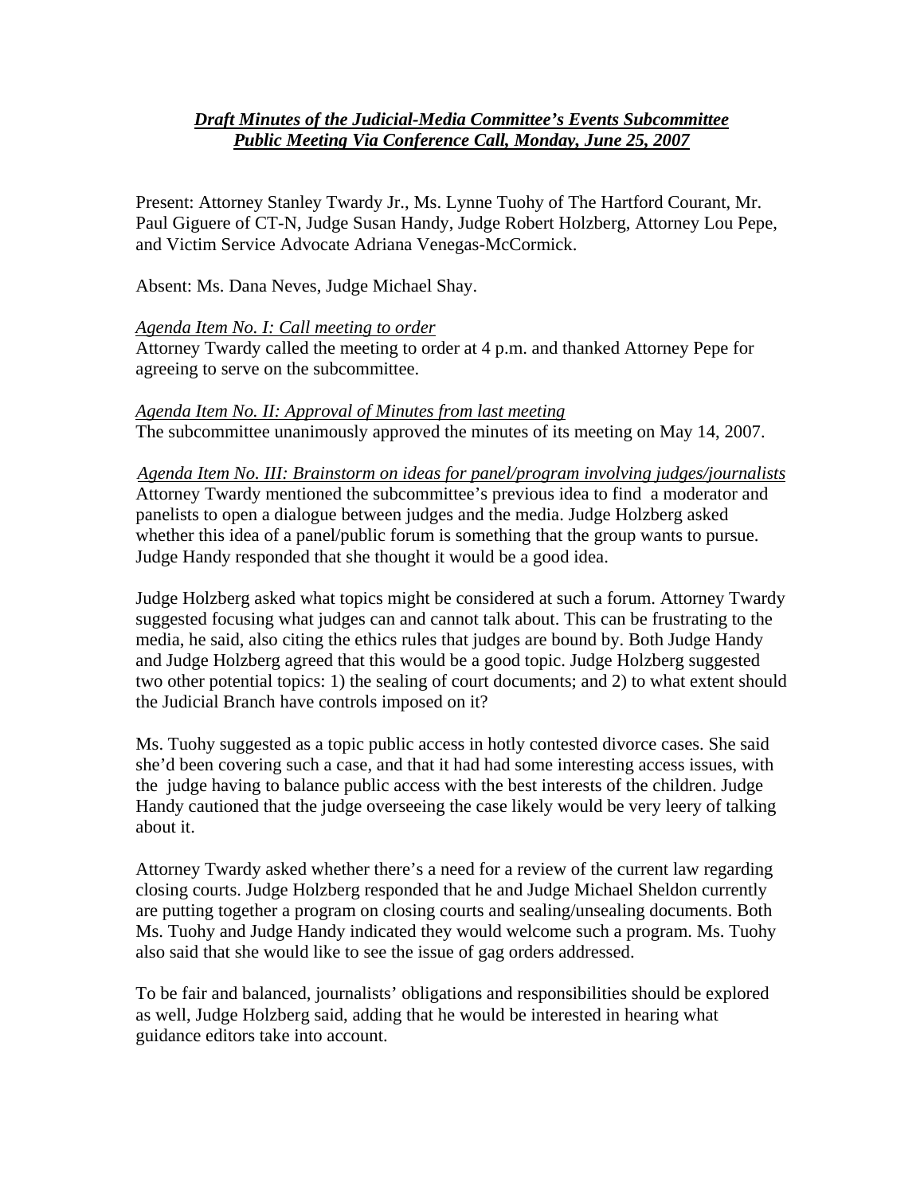***Draft Minutes of the Judicial-Media Committee's Events Subcommittee***
***Public Meeting Via Conference Call, Monday, June 25, 2007***

Present: Attorney Stanley Twardy Jr., Ms. Lynne Tuohy of The Hartford Courant, Mr. Paul Giguere of CT-N, Judge Susan Handy, Judge Robert Holzberg, Attorney Lou Pepe, and Victim Service Advocate Adriana Venegas-McCormick.

Absent: Ms. Dana Neves, Judge Michael Shay.

*Agenda Item No. I: Call meeting to order*

Attorney Twardy called the meeting to order at 4 p.m. and thanked Attorney Pepe for agreeing to serve on the subcommittee.

*Agenda Item No. II: Approval of Minutes from last meeting*

The subcommittee unanimously approved the minutes of its meeting on May 14, 2007.

*Agenda Item No. III: Brainstorm on ideas for panel/program involving judges/journalists*

Attorney Twardy mentioned the subcommittee's previous idea to find a moderator and panelists to open a dialogue between judges and the media. Judge Holzberg asked whether this idea of a panel/public forum is something that the group wants to pursue. Judge Handy responded that she thought it would be a good idea.

Judge Holzberg asked what topics might be considered at such a forum. Attorney Twardy suggested focusing what judges can and cannot talk about. This can be frustrating to the media, he said, also citing the ethics rules that judges are bound by. Both Judge Handy and Judge Holzberg agreed that this would be a good topic. Judge Holzberg suggested two other potential topics: 1) the sealing of court documents; and 2) to what extent should the Judicial Branch have controls imposed on it?

Ms. Tuohy suggested as a topic public access in hotly contested divorce cases. She said she'd been covering such a case, and that it had had some interesting access issues, with the judge having to balance public access with the best interests of the children. Judge Handy cautioned that the judge overseeing the case likely would be very leery of talking about it.

Attorney Twardy asked whether there's a need for a review of the current law regarding closing courts. Judge Holzberg responded that he and Judge Michael Sheldon currently are putting together a program on closing courts and sealing/unsealing documents. Both Ms. Tuohy and Judge Handy indicated they would welcome such a program. Ms. Tuohy also said that she would like to see the issue of gag orders addressed.

To be fair and balanced, journalists' obligations and responsibilities should be explored as well, Judge Holzberg said, adding that he would be interested in hearing what guidance editors take into account.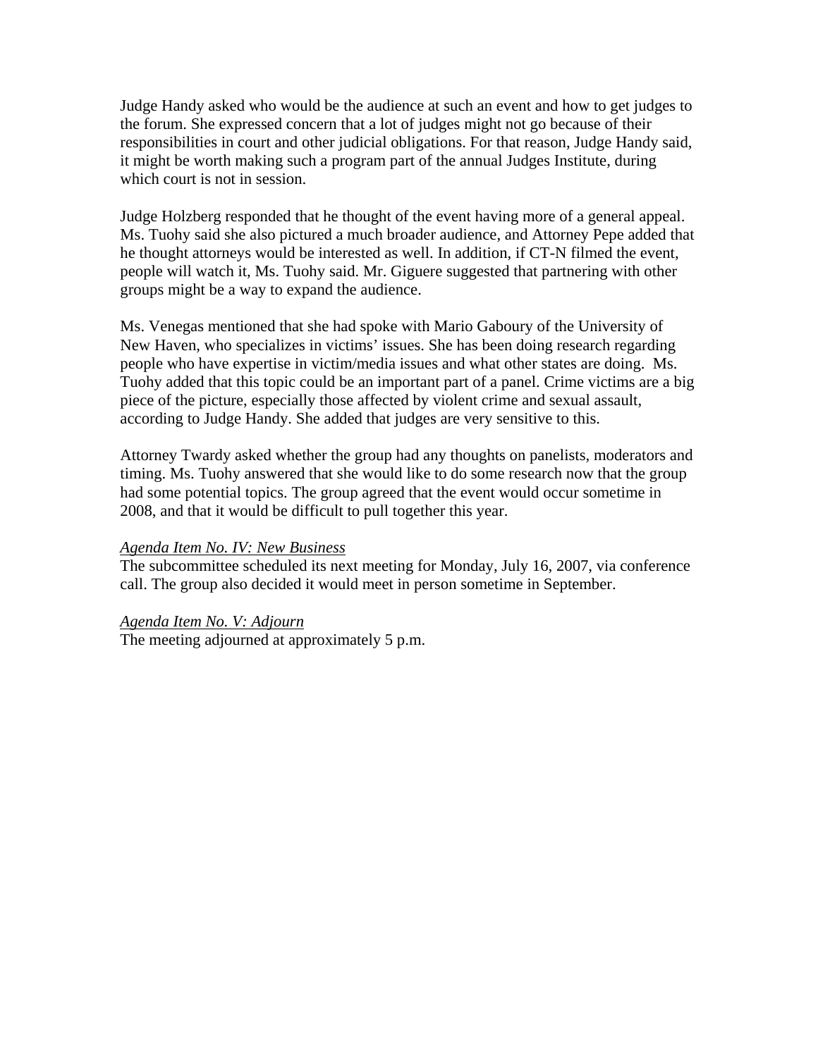Judge Handy asked who would be the audience at such an event and how to get judges to the forum. She expressed concern that a lot of judges might not go because of their responsibilities in court and other judicial obligations. For that reason, Judge Handy said, it might be worth making such a program part of the annual Judges Institute, during which court is not in session.

Judge Holzberg responded that he thought of the event having more of a general appeal. Ms. Tuohy said she also pictured a much broader audience, and Attorney Pepe added that he thought attorneys would be interested as well. In addition, if CT-N filmed the event, people will watch it, Ms. Tuohy said. Mr. Giguere suggested that partnering with other groups might be a way to expand the audience.

Ms. Venegas mentioned that she had spoke with Mario Gaboury of the University of New Haven, who specializes in victims' issues. She has been doing research regarding people who have expertise in victim/media issues and what other states are doing. Ms. Tuohy added that this topic could be an important part of a panel. Crime victims are a big piece of the picture, especially those affected by violent crime and sexual assault, according to Judge Handy. She added that judges are very sensitive to this.

Attorney Twardy asked whether the group had any thoughts on panelists, moderators and timing. Ms. Tuohy answered that she would like to do some research now that the group had some potential topics. The group agreed that the event would occur sometime in 2008, and that it would be difficult to pull together this year.

*Agenda Item No. IV: New Business*
The subcommittee scheduled its next meeting for Monday, July 16, 2007, via conference call. The group also decided it would meet in person sometime in September.

*Agenda Item No. V: Adjourn*
The meeting adjourned at approximately 5 p.m.